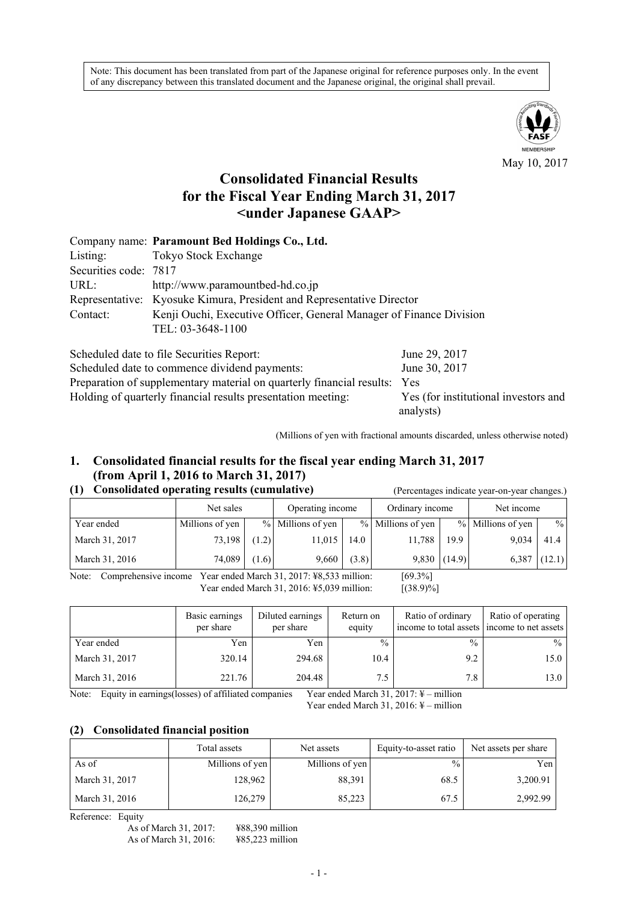Note: This document has been translated from part of the Japanese original for reference purposes only. In the event of any discrepancy between this translated document and the Japanese original, the original shall prevail.

May 10, 2017

# Consolidated Financial Results for the Fiscal Year Ending March 31, 2017 <under Japanese GAAP>

Company name: **Paramount Bed Holdings Co., Ltd.**
Listing: Tokyo Stock Exchange
Securities code: 7817
URL: http://www.paramountbed-hd.co.jp
Representative: Kyosuke Kimura, President and Representative Director
Contact: Kenji Ouchi, Executive Officer, General Manager of Finance Division
TEL: 03-3648-1100

Scheduled date to file Securities Report: June 29, 2017
Scheduled date to commence dividend payments: June 30, 2017
Preparation of supplementary material on quarterly financial results: Yes
Holding of quarterly financial results presentation meeting: Yes (for institutional investors and analysts)

(Millions of yen with fractional amounts discarded, unless otherwise noted)

## 1. Consolidated financial results for the fiscal year ending March 31, 2017 (from April 1, 2016 to March 31, 2017)

### (1) Consolidated operating results (cumulative)

(Percentages indicate year-on-year changes.)

| | Net sales | | Operating income | | Ordinary income | | Net income | |
|---|---|---|---|---|---|---|---|---|
| Year ended | Millions of yen | % | Millions of yen | % | Millions of yen | % | Millions of yen | % |
| March 31, 2017 | 73,198 | (1.2) | 11,015 | 14.0 | 11,788 | 19.9 | 9,034 | 41.4 |
| March 31, 2016 | 74,089 | (1.6) | 9,660 | (3.8) | 9,830 | (14.9) | 6,387 | (12.1) |

Note: Comprehensive income Year ended March 31, 2017: ¥8,533 million: [69.3%]
Year ended March 31, 2016: ¥5,039 million: [(38.9)%]

| | Basic earnings per share | Diluted earnings per share | Return on equity | Ratio of ordinary income to total assets | Ratio of operating income to net assets |
|---|---|---|---|---|---|
| Year ended | Yen | Yen | % | % | % |
| March 31, 2017 | 320.14 | 294.68 | 10.4 | 9.2 | 15.0 |
| March 31, 2016 | 221.76 | 204.48 | 7.5 | 7.8 | 13.0 |

Note: Equity in earnings(losses) of affiliated companies Year ended March 31, 2017: ¥ – million
Year ended March 31, 2016: ¥ – million

### (2) Consolidated financial position

| | Total assets | Net assets | Equity-to-asset ratio | Net assets per share |
|---|---|---|---|---|
| As of | Millions of yen | Millions of yen | % | Yen |
| March 31, 2017 | 128,962 | 88,391 | 68.5 | 3,200.91 |
| March 31, 2016 | 126,279 | 85,223 | 67.5 | 2,992.99 |

Reference: Equity
As of March 31, 2017: ¥88,390 million
As of March 31, 2016: ¥85,223 million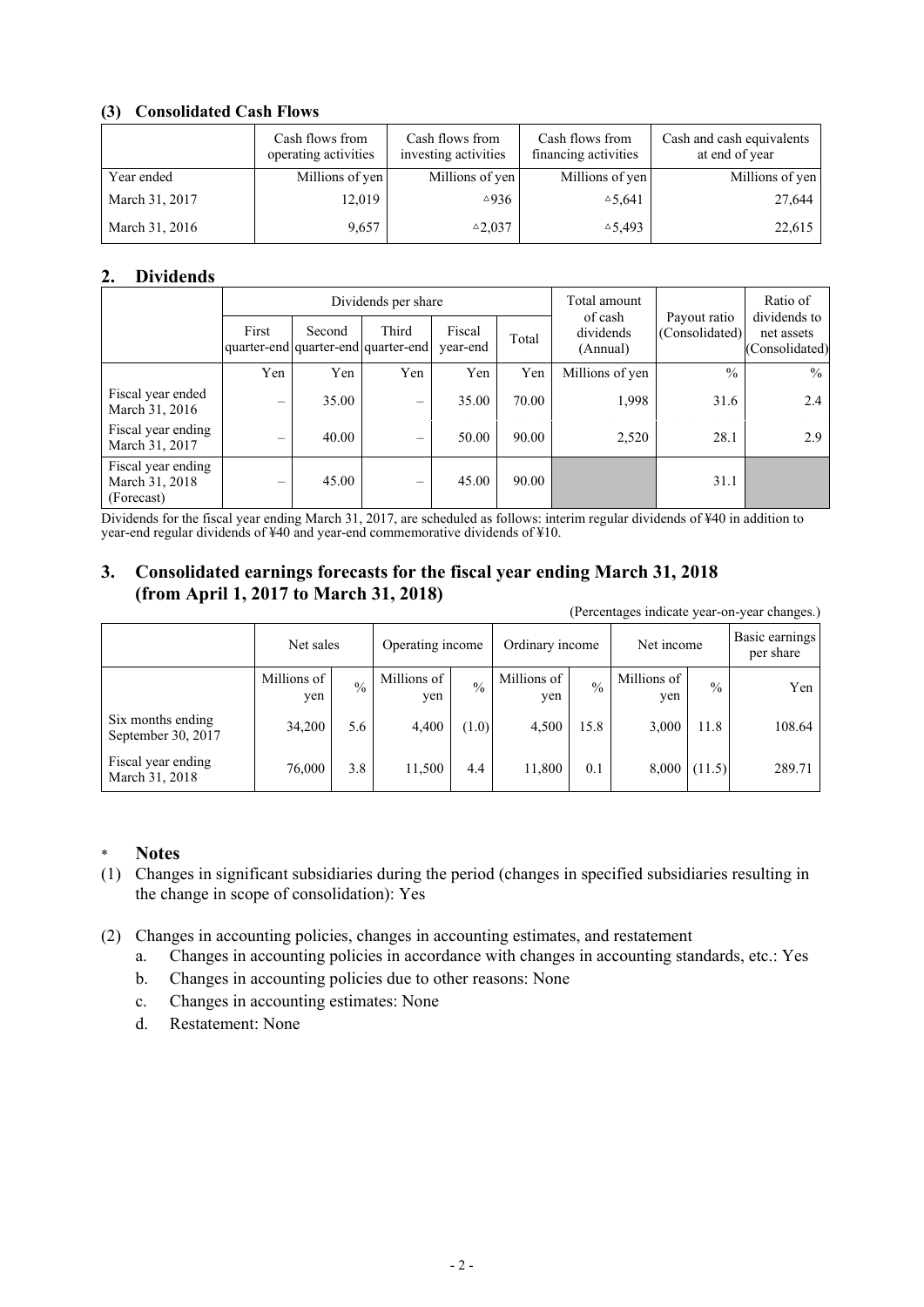### (3) Consolidated Cash Flows

| | Cash flows from operating activities | Cash flows from investing activities | Cash flows from financing activities | Cash and cash equivalents at end of year |
|---|---|---|---|---|
| Year ended | Millions of yen | Millions of yen | Millions of yen | Millions of yen |
| March 31, 2017 | 12,019 | △936 | △5,641 | 27,644 |
| March 31, 2016 | 9,657 | △2,037 | △5,493 | 22,615 |

## 2. Dividends

| | Dividends per share | | | | | Total amount of cash dividends (Annual) | Payout ratio (Consolidated) | Ratio of dividends to net assets (Consolidated) |
|---|---|---|---|---|---|---|---|---|
| | First quarter-end | Second quarter-end | Third quarter-end | Fiscal year-end | Total | | | |
| | Yen | Yen | Yen | Yen | Yen | Millions of yen | % | % |
| Fiscal year ended March 31, 2016 | – | 35.00 | – | 35.00 | 70.00 | 1,998 | 31.6 | 2.4 |
| Fiscal year ending March 31, 2017 | – | 40.00 | – | 50.00 | 90.00 | 2,520 | 28.1 | 2.9 |
| Fiscal year ending March 31, 2018 (Forecast) | – | 45.00 | – | 45.00 | 90.00 | | 31.1 | |

Dividends for the fiscal year ending March 31, 2017, are scheduled as follows: interim regular dividends of ¥40 in addition to year-end regular dividends of ¥40 and year-end commemorative dividends of ¥10.

## 3. Consolidated earnings forecasts for the fiscal year ending March 31, 2018 (from April 1, 2017 to March 31, 2018)

(Percentages indicate year-on-year changes.)

| | Net sales | | Operating income | | Ordinary income | | Net income | | Basic earnings per share |
|---|---|---|---|---|---|---|---|---|---|
| | Millions of yen | % | Millions of yen | % | Millions of yen | % | Millions of yen | % | Yen |
| Six months ending September 30, 2017 | 34,200 | 5.6 | 4,400 | (1.0) | 4,500 | 15.8 | 3,000 | 11.8 | 108.64 |
| Fiscal year ending March 31, 2018 | 76,000 | 3.8 | 11,500 | 4.4 | 11,800 | 0.1 | 8,000 | (11.5) | 289.71 |

## * Notes

(1) Changes in significant subsidiaries during the period (changes in specified subsidiaries resulting in the change in scope of consolidation): Yes

(2) Changes in accounting policies, changes in accounting estimates, and restatement

a. Changes in accounting policies in accordance with changes in accounting standards, etc.: Yes

b. Changes in accounting policies due to other reasons: None

c. Changes in accounting estimates: None

d. Restatement: None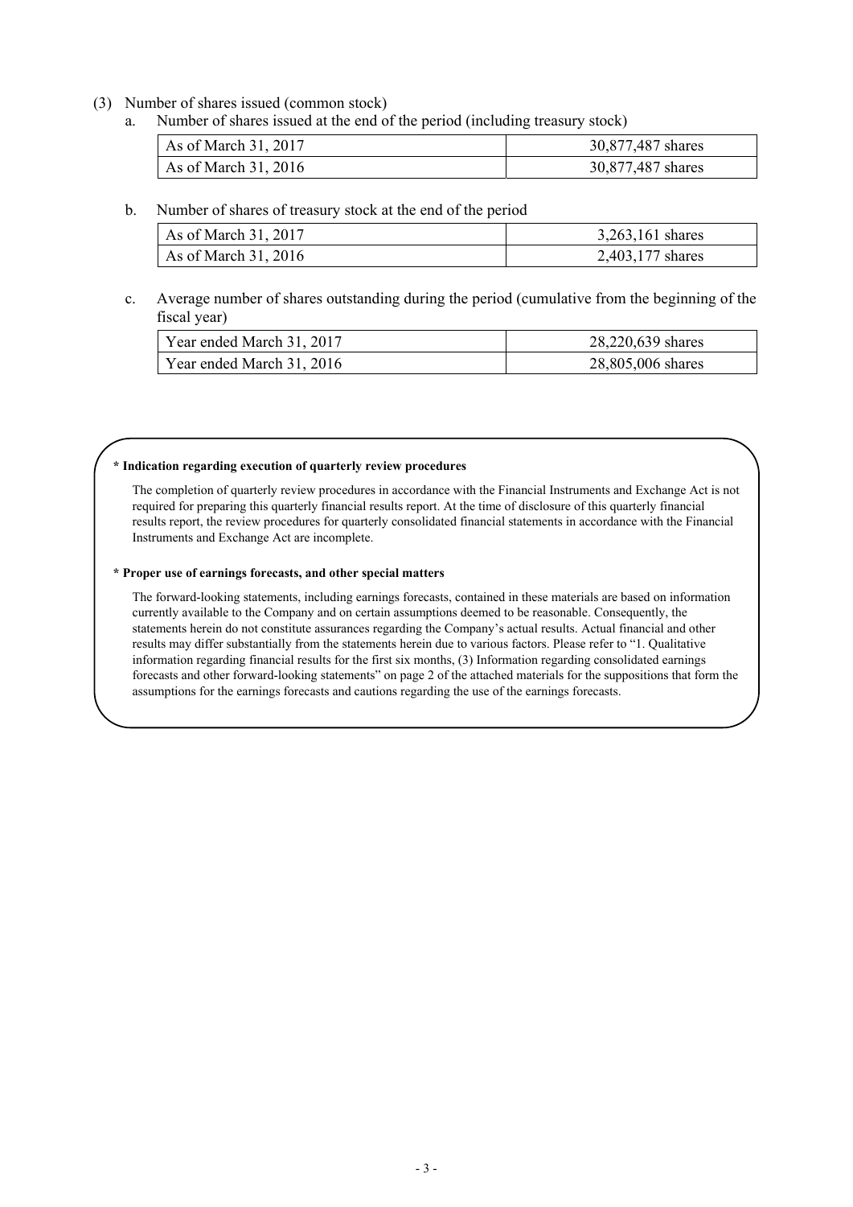(3) Number of shares issued (common stock)

a. Number of shares issued at the end of the period (including treasury stock)

| | |
|---|---|
| As of March 31, 2017 | 30,877,487 shares |
| As of March 31, 2016 | 30,877,487 shares |

b. Number of shares of treasury stock at the end of the period

| | |
|---|---|
| As of March 31, 2017 | 3,263,161 shares |
| As of March 31, 2016 | 2,403,177 shares |

c. Average number of shares outstanding during the period (cumulative from the beginning of the fiscal year)

| | |
|---|---|
| Year ended March 31, 2017 | 28,220,639 shares |
| Year ended March 31, 2016 | 28,805,006 shares |

**\* Indication regarding execution of quarterly review procedures**

The completion of quarterly review procedures in accordance with the Financial Instruments and Exchange Act is not required for preparing this quarterly financial results report. At the time of disclosure of this quarterly financial results report, the review procedures for quarterly consolidated financial statements in accordance with the Financial Instruments and Exchange Act are incomplete.

**\* Proper use of earnings forecasts, and other special matters**

The forward-looking statements, including earnings forecasts, contained in these materials are based on information currently available to the Company and on certain assumptions deemed to be reasonable. Consequently, the statements herein do not constitute assurances regarding the Company's actual results. Actual financial and other results may differ substantially from the statements herein due to various factors. Please refer to "1. Qualitative information regarding financial results for the first six months, (3) Information regarding consolidated earnings forecasts and other forward-looking statements" on page 2 of the attached materials for the suppositions that form the assumptions for the earnings forecasts and cautions regarding the use of the earnings forecasts.